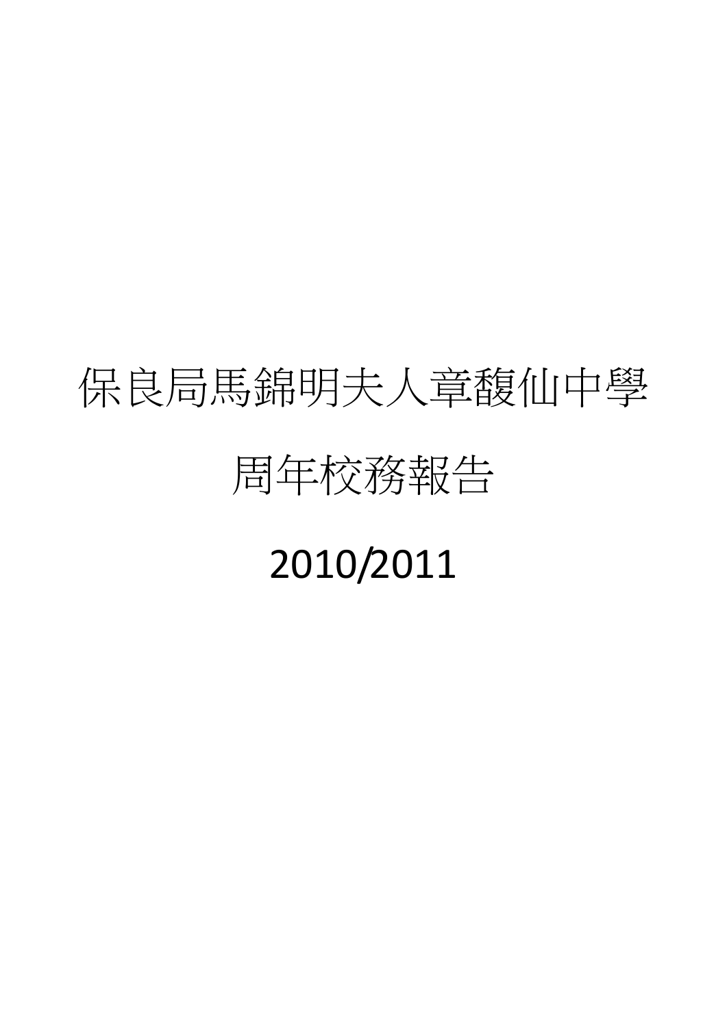# 保良局馬錦明夫人章馥仙中學

# 周年校務報告

# 2010/2011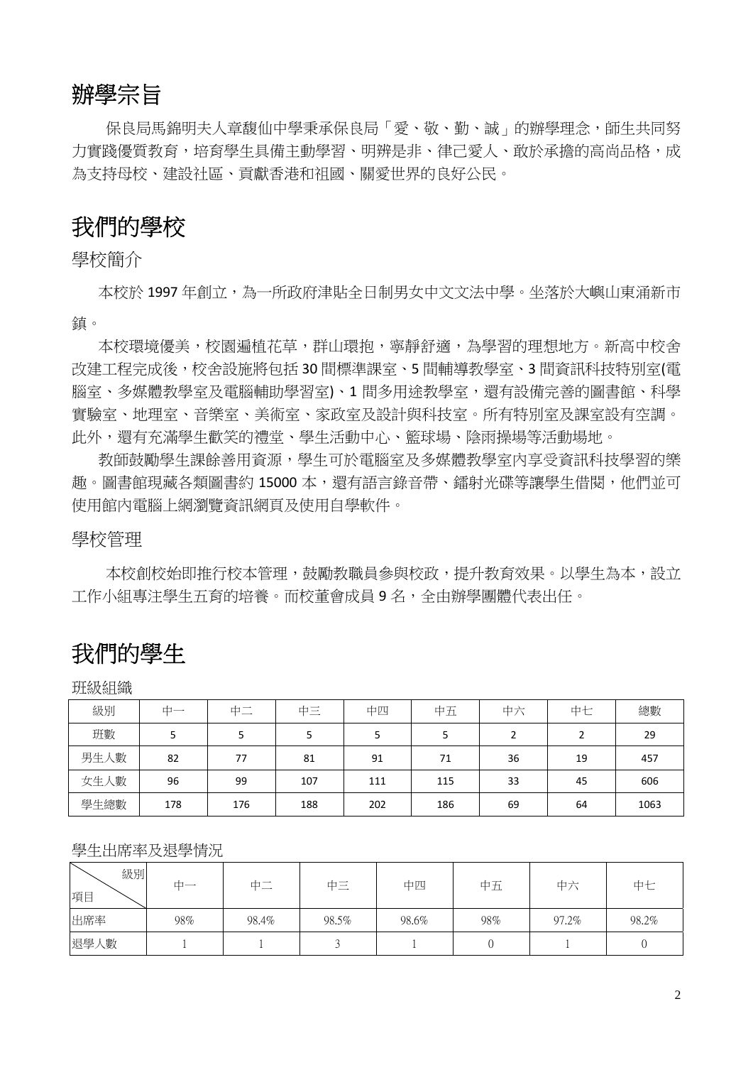# 辦學宗旨

保良局馬錦明夫人章馥仙中學秉承保良局「愛、敬、勤、誠」的辦學理念，師生共同努力實踐優質教育，培育學生具備主動學習、明辨是非、律己愛人、敢於承擔的高尚品格，成為支持母校、建設社區、貢獻香港和祖國、關愛世界的良好公民。

# 我們的學校

## 學校簡介

本校於 1997 年創立，為一所政府津貼全日制男女中文文法中學。坐落於大嶼山東涌新市鎮。

本校環境優美，校園遍植花草，群山環抱，寧靜舒適，為學習的理想地方。新高中校舍改建工程完成後，校舍設施將包括 30 間標準課室、5 間輔導教學室、3 間資訊科技特別室(電腦室、多媒體教學室及電腦輔助學習室)、1 間多用途教學室，還有設備完善的圖書館、科學實驗室、地理室、音樂室、美術室、家政室及設計與科技室。所有特別室及課室設有空調。此外，還有充滿學生歡笑的禮堂、學生活動中心、籃球場、陰雨操場等活動場地。

教師鼓勵學生課餘善用資源，學生可於電腦室及多媒體教學室內享受資訊科技學習的樂趣。圖書館現藏各類圖書約 15000 本，還有語言錄音帶、鐳射光碟等讓學生借閱，他們並可使用館內電腦上網瀏覽資訊網頁及使用自學軟件。

## 學校管理

本校創校始即推行校本管理，鼓勵教職員參與校政，提升教育效果。以學生為本，設立工作小組專注學生五育的培養。而校董會成員 9 名，全由辦學團體代表出任。

# 我們的學生

班級組織

| 級別 | 中一 | 中二 | 中三 | 中四 | 中五 | 中六 | 中七 | 總數 |
|---|---|---|---|---|---|---|---|---|
| 班數 | 5 | 5 | 5 | 5 | 5 | 2 | 2 | 29 |
| 男生人數 | 82 | 77 | 81 | 91 | 71 | 36 | 19 | 457 |
| 女生人數 | 96 | 99 | 107 | 111 | 115 | 33 | 45 | 606 |
| 學生總數 | 178 | 176 | 188 | 202 | 186 | 69 | 64 | 1063 |

學生出席率及退學情況

| 級別 / 項目 | 中一 | 中二 | 中三 | 中四 | 中五 | 中六 | 中七 |
|---|---|---|---|---|---|---|---|
| 出席率 | 98% | 98.4% | 98.5% | 98.6% | 98% | 97.2% | 98.2% |
| 退學人數 | 1 | 1 | 3 | 1 | 0 | 1 | 0 |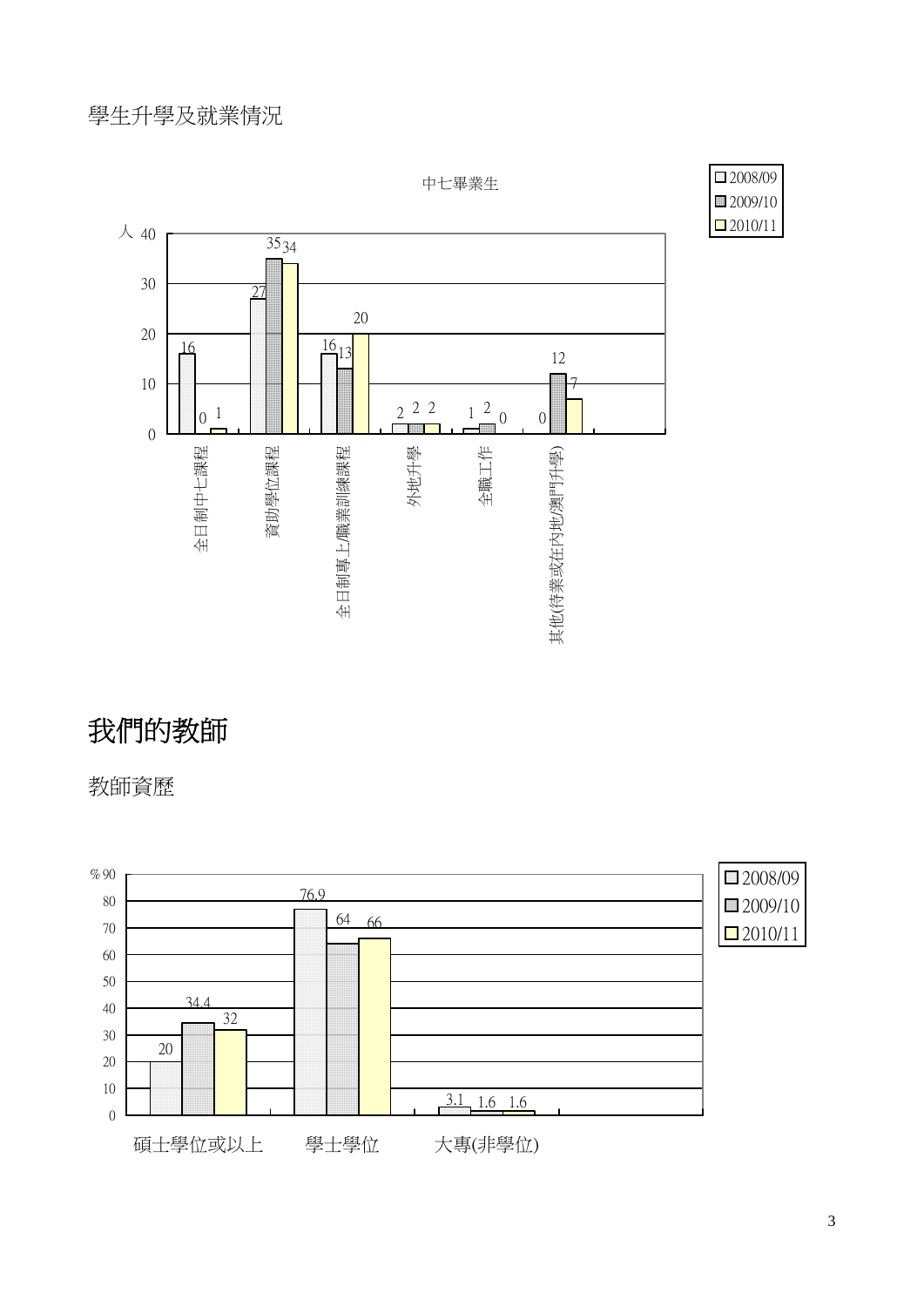學生升學及就業情況

中七畢業生

| | 2008/09 | 2009/10 | 2010/11 |
|---|---|---|---|
| 全日制中七課程 | 16 | 0 | 1 |
| 資助學位課程 | 27 | 35 | 34 |
| 全日制專上/職業訓練課程 | 16 | 13 | 20 |
| 外地升學 | 2 | 2 | 2 |
| 全職工作 | 1 | 2 | 0 |
| 其他(待業或在內地/澳門升學) | 0 | 12 | 7 |

（單位：人）

# 我們的教師

教師資歷

| | 2008/09 | 2009/10 | 2010/11 |
|---|---|---|---|
| 碩士學位或以上 | 20 | 34.4 | 32 |
| 學士學位 | 76.9 | 64 | 66 |
| 大專(非學位) | 3.1 | 1.6 | 1.6 |

（單位：%）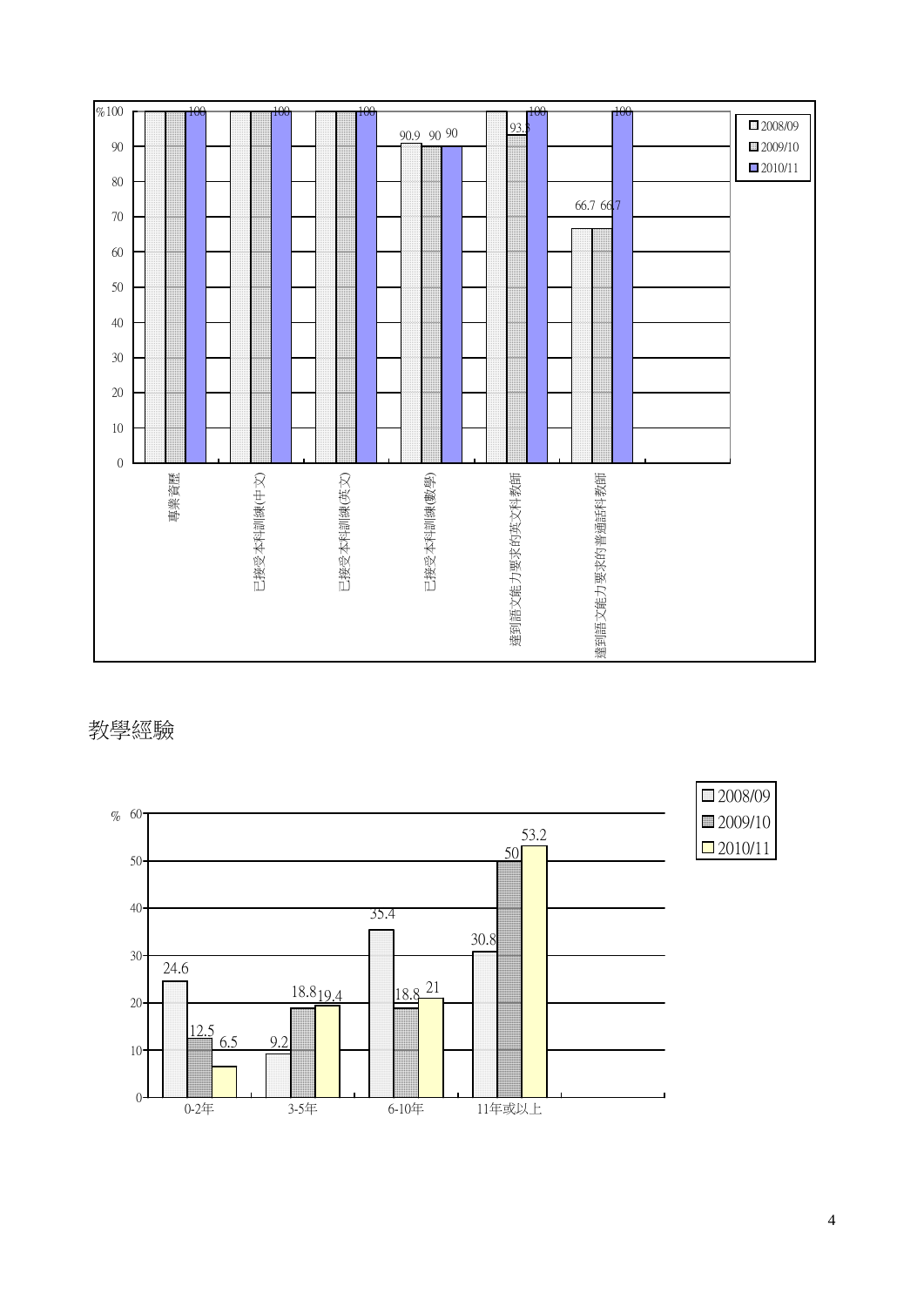| | 2008/09 | 2009/10 | 2010/11 |
| --- | --- | --- | --- |
| 專業資歷 | 100 | 100 | 100 |
| 已接受本科訓練(中文) | 100 | 100 | 100 |
| 已接受本科訓練(英文) | 100 | 100 | 100 |
| 已接受本科訓練(數學) | 90.9 | 90 | 90 |
| 達到語文能力要求的英文科教師 | 100 | 93.8 | 100 |
| 達到語文能力要求的普通話科教師 | 66.7 | 66.7 | 100 |

## 教學經驗

| % | 2008/09 | 2009/10 | 2010/11 |
| --- | --- | --- | --- |
| 0-2年 | 24.6 | 12.5 | 6.5 |
| 3-5年 | 9.2 | 18.8 | 19.4 |
| 6-10年 | 35.4 | 18.8 | 21 |
| 11年或以上 | 30.8 | 50 | 53.2 |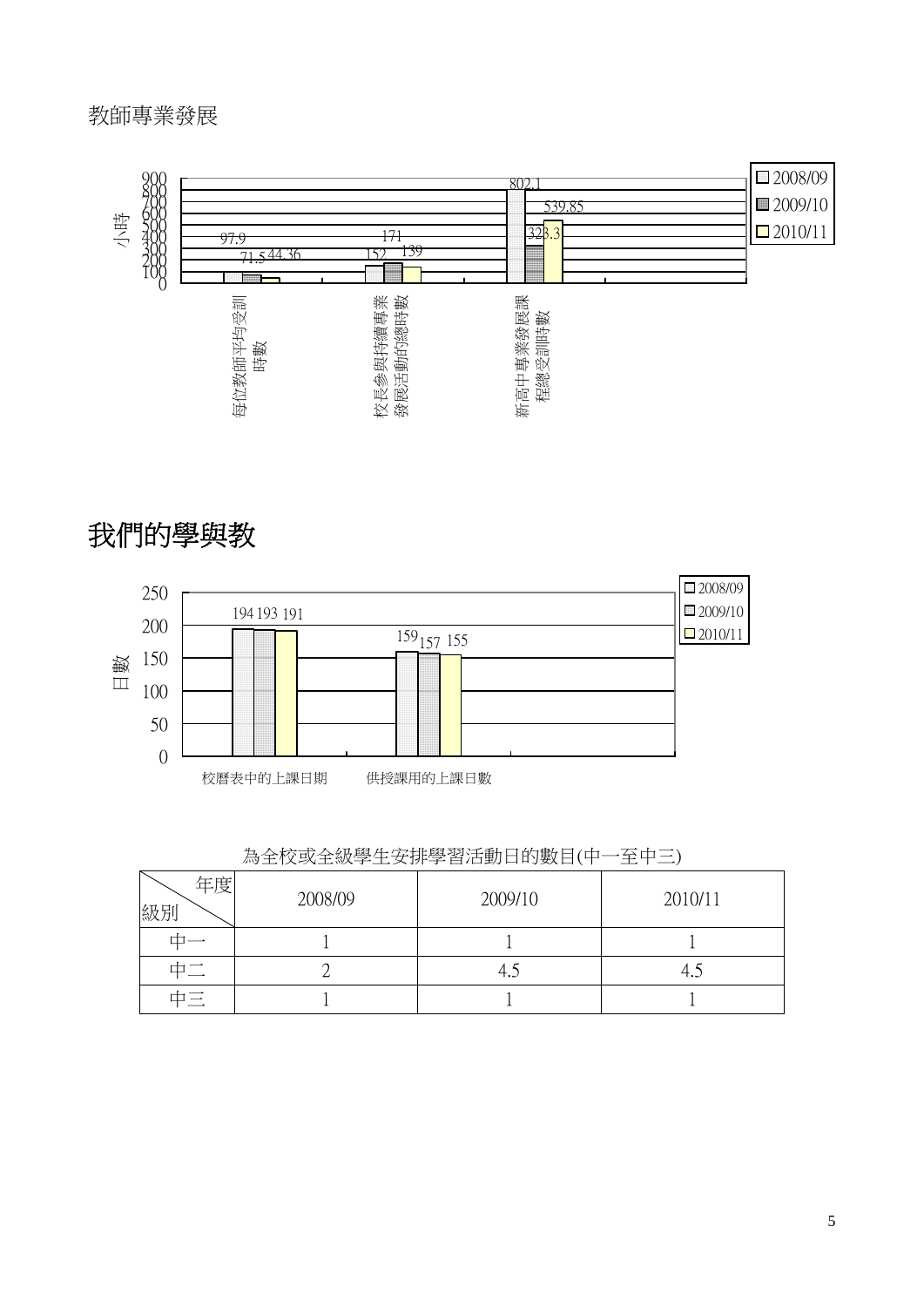教師專業發展

| 小時 | 2008/09 | 2009/10 | 2010/11 |
| --- | --- | --- | --- |
| 每位教師平均受訓時數 | 97.9 | 71.5 | 44.36 |
| 校長參與持續專業發展活動的總時數 | 152 | 171 | 139 |
| 新高中專業發展課程總受訓時數 | 802.1 | 323.3 | 539.85 |

# 我們的學與教

| 日數 | 2008/09 | 2009/10 | 2010/11 |
| --- | --- | --- | --- |
| 校曆表中的上課日期 | 194 | 193 | 191 |
| 供授課用的上課日數 | 159 | 157 | 155 |

為全校或全級學生安排學習活動日的數目(中一至中三)

| 級別 \ 年度 | 2008/09 | 2009/10 | 2010/11 |
| --- | --- | --- | --- |
| 中一 | 1 | 1 | 1 |
| 中二 | 2 | 4.5 | 4.5 |
| 中三 | 1 | 1 | 1 |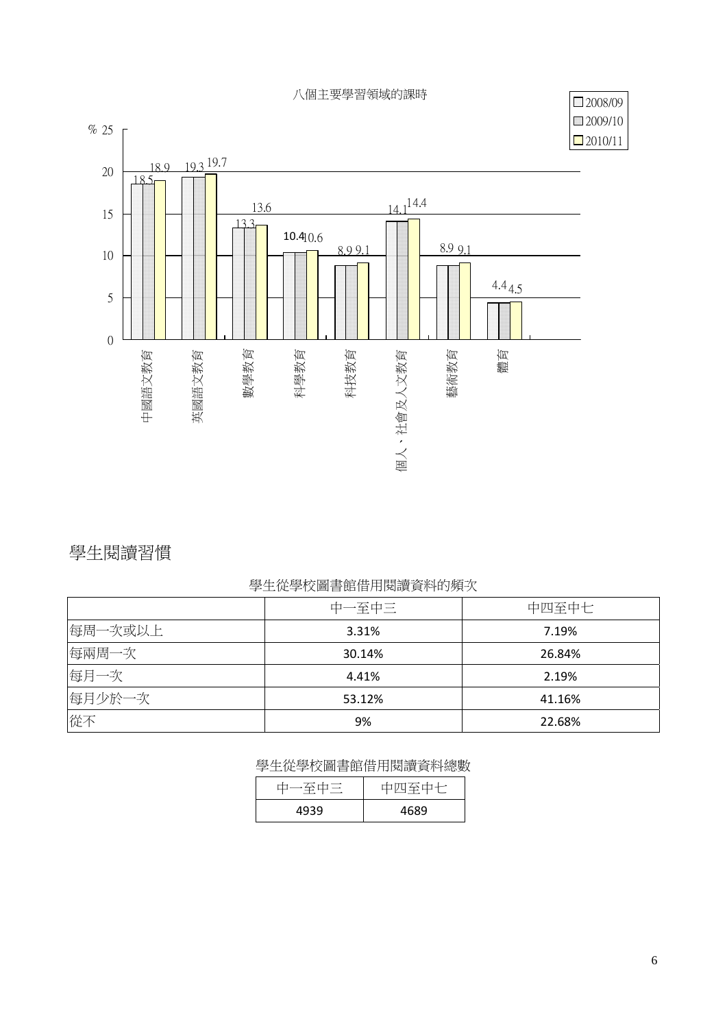八個主要學習領域的課時

| 學習領域 | 2008/09、2009/10 (%) | 2010/11 (%) |
|---|---|---|
| 中國語文教育 | 18.5 | 18.9 |
| 英國語文教育 | 19.3 | 19.7 |
| 數學教育 | 13.3 | 13.6 |
| 科學教育 | 10.4 | 10.6 |
| 科技教育 | 8.9 | 9.1 |
| 個人、社會及人文教育 | 14.1 | 14.4 |
| 藝術教育 | 8.9 | 9.1 |
| 體育 | 4.4 | 4.5 |

# 學生閱讀習慣

學生從學校圖書館借用閱讀資料的頻次

| | 中一至中三 | 中四至中七 |
|---|---|---|
| 每周一次或以上 | 3.31% | 7.19% |
| 每兩周一次 | 30.14% | 26.84% |
| 每月一次 | 4.41% | 2.19% |
| 每月少於一次 | 53.12% | 41.16% |
| 從不 | 9% | 22.68% |

學生從學校圖書館借用閱讀資料總數

| 中一至中三 | 中四至中七 |
|---|---|
| 4939 | 4689 |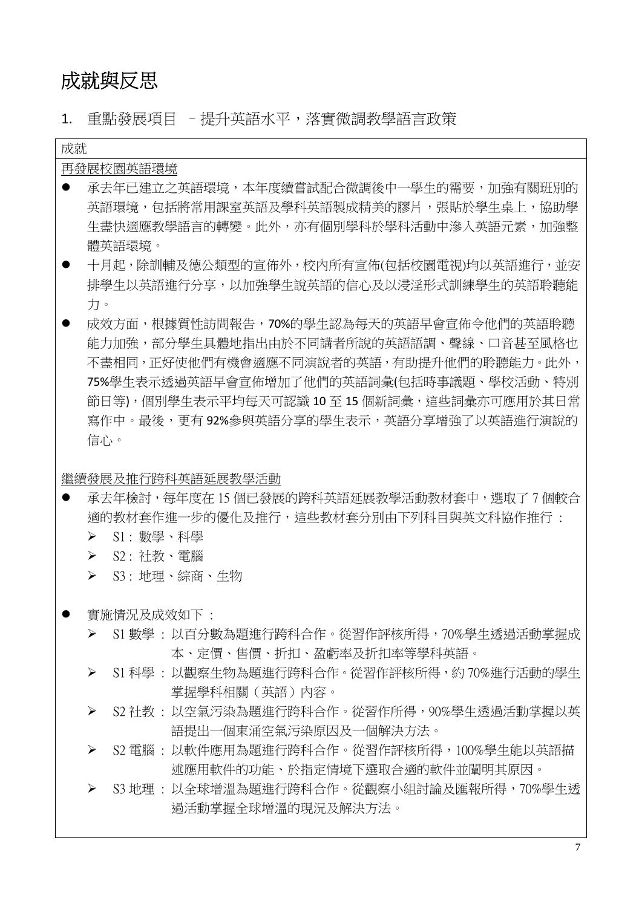# 成就與反思

## 1. 重點發展項目 – 提升英語水平，落實微調教學語言政策

### 成就

<u>再發展校園英語環境</u>

- 承去年已建立之英語環境，本年度續嘗試配合微調後中一學生的需要，加強有關班別的英語環境，包括將常用課室英語及學科英語製成精美的膠片，張貼於學生桌上，協助學生盡快適應教學語言的轉變。此外，亦有個別學科於學科活動中滲入英語元素，加強整體英語環境。
- 十月起，除訓輔及德公類型的宣佈外，校內所有宣佈(包括校園電視)均以英語進行，並安排學生以英語進行分享，以加強學生說英語的信心及以浸淫形式訓練學生的英語聆聽能力。
- 成效方面，根據質性訪問報告，70%的學生認為每天的英語早會宣佈令他們的英語聆聽能力加強，部分學生具體地指出由於不同講者所說的英語語調、聲線、口音甚至風格也不盡相同，正好使他們有機會適應不同演說者的英語，有助提升他們的聆聽能力。此外，75%學生表示透過英語早會宣佈增加了他們的英語詞彙(包括時事議題、學校活動、特別節日等)，個別學生表示平均每天可認識 10 至 15 個新詞彙，這些詞彙亦可應用於其日常寫作中。最後，更有 92%參與英語分享的學生表示，英語分享增強了以英語進行演說的信心。

<u>繼續發展及推行跨科英語延展教學活動</u>

- 承去年檢討，每年度在 15 個已發展的跨科英語延展教學活動教材套中，選取了 7 個較合適的教材套作進一步的優化及推行，這些教材套分別由下列科目與英文科協作推行：
  - S1：數學、科學
  - S2：社教、電腦
  - S3：地理、綜商、生物

- 實施情況及成效如下：
  - S1 數學：以百分數為題進行跨科合作。從習作評核所得，70%學生透過活動掌握成本、定價、售價、折扣、盈虧率及折扣率等學科英語。
  - S1 科學：以觀察生物為題進行跨科合作。從習作評核所得，約 70%進行活動的學生掌握學科相關（英語）內容。
  - S2 社教：以空氣污染為題進行跨科合作。從習作所得，90%學生透過活動掌握以英語提出一個東涌空氣污染原因及一個解決方法。
  - S2 電腦：以軟件應用為題進行跨科合作。從習作評核所得，100%學生能以英語描述應用軟件的功能、於指定情境下選取合適的軟件並闡明其原因。
  - S3 地理：以全球增溫為題進行跨科合作。從觀察小組討論及匯報所得，70%學生透過活動掌握全球增溫的現況及解決方法。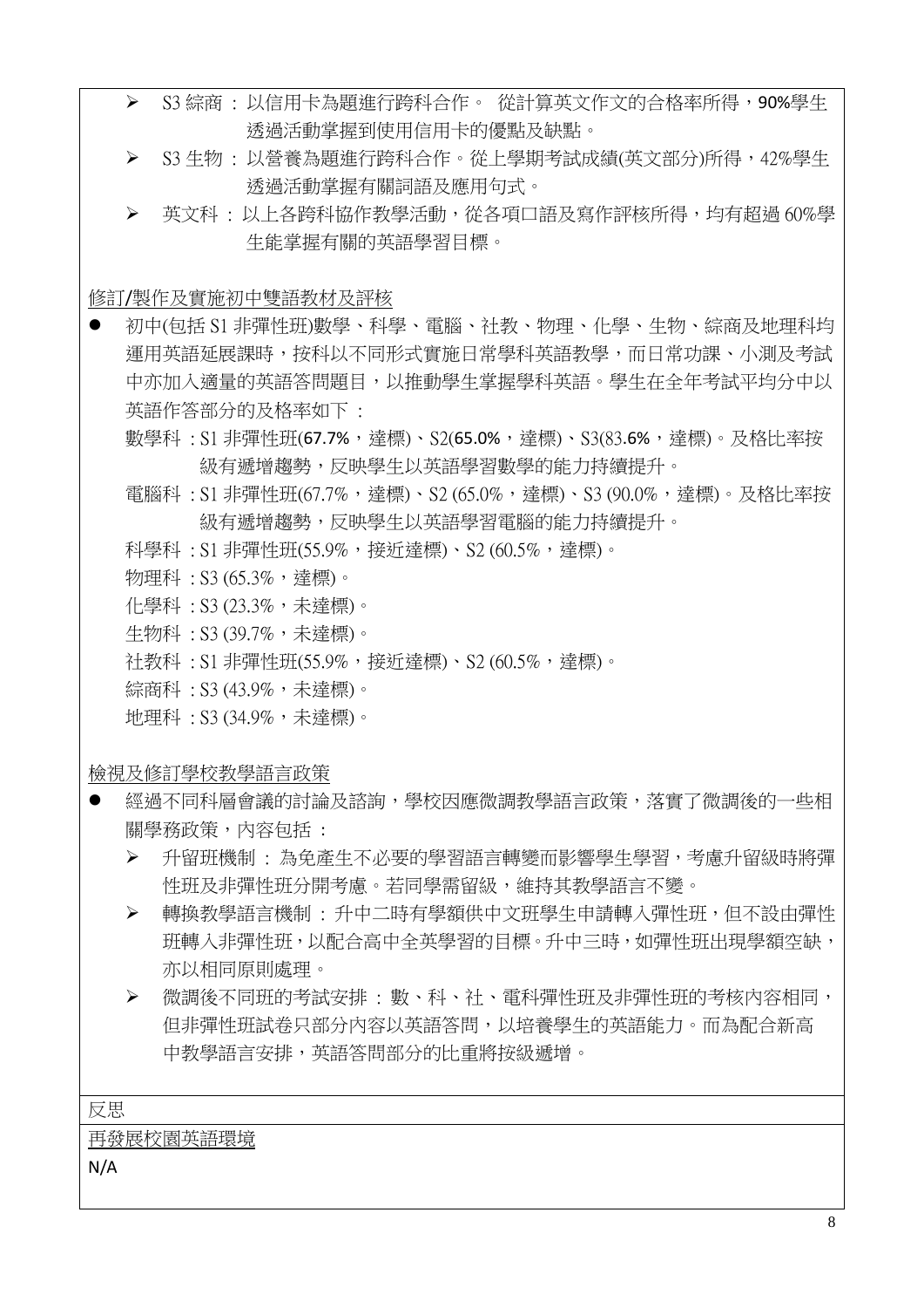- S3 綜商 : 以信用卡為題進行跨科合作。 從計算英文作文的合格率所得，90%學生透過活動掌握到使用信用卡的優點及缺點。
- S3 生物 : 以營養為題進行跨科合作。從上學期考試成績(英文部分)所得，42%學生透過活動掌握有關詞語及應用句式。
- 英文科 : 以上各跨科協作教學活動，從各項口語及寫作評核所得，均有超過 60%學生能掌握有關的英語學習目標。

<u>修訂/製作及實施初中雙語教材及評核</u>

- 初中(包括 S1 非彈性班)數學、科學、電腦、社教、物理、化學、生物、綜商及地理科均運用英語延展課時，按科以不同形式實施日常學科英語教學，而日常功課、小測及考試中亦加入適量的英語答問題目，以推動學生掌握學科英語。學生在全年考試平均分中以英語作答部分的及格率如下 :

  數學科 : S1 非彈性班(67.7%，達標)、S2(65.0%，達標)、S3(83.6%，達標)。及格比率按級有遞增趨勢，反映學生以英語學習數學的能力持續提升。

  電腦科 : S1 非彈性班(67.7%，達標)、S2 (65.0%，達標)、S3 (90.0%，達標)。及格比率按級有遞增趨勢，反映學生以英語學習電腦的能力持續提升。

  科學科 : S1 非彈性班(55.9%，接近達標)、S2 (60.5%，達標)。

  物理科 : S3 (65.3%，達標)。

  化學科 : S3 (23.3%，未達標)。

  生物科 : S3 (39.7%，未達標)。

  社教科 : S1 非彈性班(55.9%，接近達標)、S2 (60.5%，達標)。

  綜商科 : S3 (43.9%，未達標)。

  地理科 : S3 (34.9%，未達標)。

<u>檢視及修訂學校教學語言政策</u>

- 經過不同科層會議的討論及諮詢，學校因應微調教學語言政策，落實了微調後的一些相關學務政策，內容包括 :
  - 升留班機制 : 為免產生不必要的學習語言轉變而影響學生學習，考慮升留級時將彈性班及非彈性班分開考慮。若同學需留級，維持其教學語言不變。
  - 轉換教學語言機制 : 升中二時有學額供中文班學生申請轉入彈性班，但不設由彈性班轉入非彈性班，以配合高中全英學習的目標。升中三時，如彈性班出現學額空缺，亦以相同原則處理。
  - 微調後不同班的考試安排 : 數、科、社、電科彈性班及非彈性班的考核內容相同，但非彈性班試卷只部分內容以英語答問，以培養學生的英語能力。而為配合新高中教學語言安排，英語答問部分的比重將按級遞增。

反思

<u>再發展校園英語環境</u>

N/A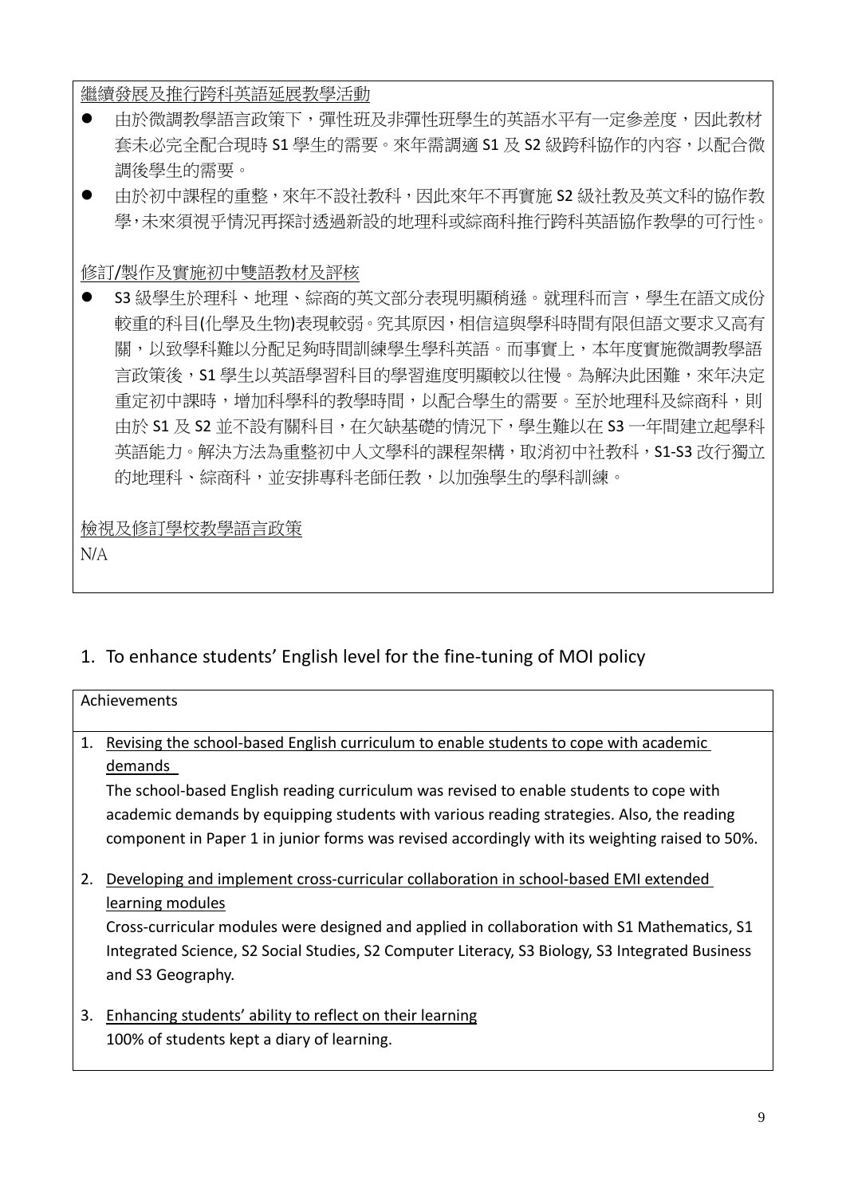繼續發展及推行跨科英語延展教學活動

- 由於微調教學語言政策下，彈性班及非彈性班學生的英語水平有一定參差度，因此教材套未必完全配合現時 S1 學生的需要。來年需調適 S1 及 S2 級跨科協作的內容，以配合微調後學生的需要。
- 由於初中課程的重整，來年不設社教科，因此來年不再實施 S2 級社教及英文科的協作教學，未來須視乎情況再探討透過新設的地理科或綜商科推行跨科英語協作教學的可行性。

修訂/製作及實施初中雙語教材及評核

- S3 級學生於理科、地理、綜商的英文部分表現明顯稍遜。就理科而言，學生在語文成份較重的科目(化學及生物)表現較弱。究其原因，相信這與學科時間有限但語文要求又高有關，以致學科難以分配足夠時間訓練學生學科英語。而事實上，本年度實施微調教學語言政策後，S1 學生以英語學習科目的學習進度明顯較以往慢。為解決此困難，來年決定重定初中課時，增加科學科的教學時間，以配合學生的需要。至於地理科及綜商科，則由於 S1 及 S2 並不設有關科目，在欠缺基礎的情況下，學生難以在 S3 一年間建立起學科英語能力。解決方法為重整初中人文學科的課程架構，取消初中社教科，S1-S3 改行獨立的地理科、綜商科，並安排專科老師任教，以加強學生的學科訓練。

檢視及修訂學校教學語言政策

N/A

## 1. To enhance students' English level for the fine-tuning of MOI policy

Achievements

1. Revising the school-based English curriculum to enable students to cope with academic demands
   The school-based English reading curriculum was revised to enable students to cope with academic demands by equipping students with various reading strategies. Also, the reading component in Paper 1 in junior forms was revised accordingly with its weighting raised to 50%.

2. Developing and implement cross-curricular collaboration in school-based EMI extended learning modules
   Cross-curricular modules were designed and applied in collaboration with S1 Mathematics, S1 Integrated Science, S2 Social Studies, S2 Computer Literacy, S3 Biology, S3 Integrated Business and S3 Geography.

3. Enhancing students' ability to reflect on their learning
   100% of students kept a diary of learning.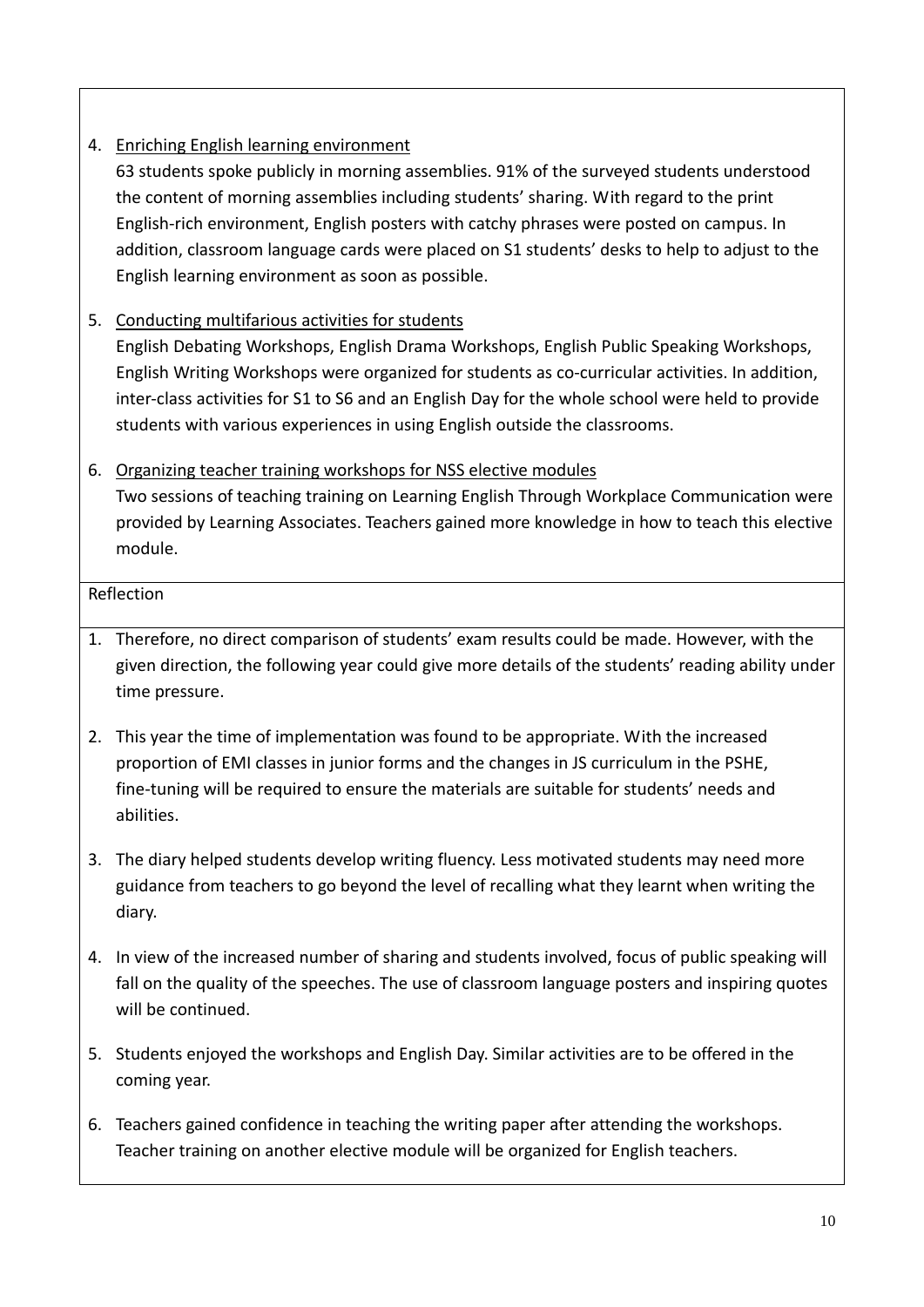4. <u>Enriching English learning environment</u>
   63 students spoke publicly in morning assemblies. 91% of the surveyed students understood the content of morning assemblies including students' sharing. With regard to the print English-rich environment, English posters with catchy phrases were posted on campus. In addition, classroom language cards were placed on S1 students' desks to help to adjust to the English learning environment as soon as possible.

5. <u>Conducting multifarious activities for students</u>
   English Debating Workshops, English Drama Workshops, English Public Speaking Workshops, English Writing Workshops were organized for students as co-curricular activities. In addition, inter-class activities for S1 to S6 and an English Day for the whole school were held to provide students with various experiences in using English outside the classrooms.

6. <u>Organizing teacher training workshops for NSS elective modules</u>
   Two sessions of teaching training on Learning English Through Workplace Communication were provided by Learning Associates. Teachers gained more knowledge in how to teach this elective module.

Reflection

1. Therefore, no direct comparison of students' exam results could be made. However, with the given direction, the following year could give more details of the students' reading ability under time pressure.

2. This year the time of implementation was found to be appropriate. With the increased proportion of EMI classes in junior forms and the changes in JS curriculum in the PSHE, fine-tuning will be required to ensure the materials are suitable for students' needs and abilities.

3. The diary helped students develop writing fluency. Less motivated students may need more guidance from teachers to go beyond the level of recalling what they learnt when writing the diary.

4. In view of the increased number of sharing and students involved, focus of public speaking will fall on the quality of the speeches. The use of classroom language posters and inspiring quotes will be continued.

5. Students enjoyed the workshops and English Day. Similar activities are to be offered in the coming year.

6. Teachers gained confidence in teaching the writing paper after attending the workshops. Teacher training on another elective module will be organized for English teachers.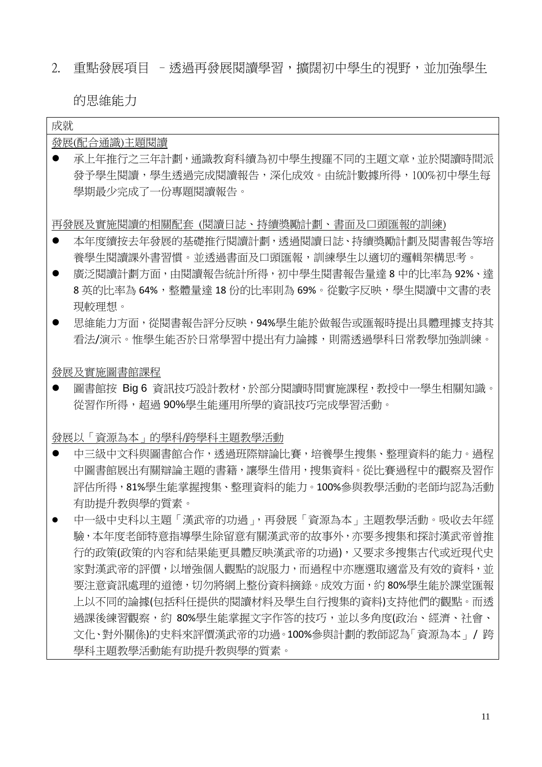2. 重點發展項目 – 透過再發展閱讀學習，擴闊初中學生的視野，並加強學生的思維能力

成就

<u>發展(配合通識)主題閱讀</u>

- 承上年推行之三年計劃，通識教育科續為初中學生搜羅不同的主題文章，並於閱讀時間派發予學生閱讀，學生透過完成閱讀報告，深化成效。由統計數據所得，100%初中學生每學期最少完成了一份專題閱讀報告。

<u>再發展及實施閱讀的相關配套 (閱讀日誌、持續獎勵計劃、書面及口頭匯報的訓練)</u>

- 本年度續按去年發展的基礎推行閱讀計劃，透過閱讀日誌、持續獎勵計劃及閱書報告等培養學生閱讀課外書習慣。並透過書面及口頭匯報，訓練學生以適切的邏輯架構思考。
- 廣泛閱讀計劃方面，由閱讀報告統計所得，初中學生閱書報告量達 8 中的比率為 92%、達 8 英的比率為 64%，整體量達 18 份的比率則為 69%。從數字反映，學生閱讀中文書的表現較理想。
- 思維能力方面，從閱書報告評分反映，94%學生能於做報告或匯報時提出具體理據支持其看法/演示。惟學生能否於日常學習中提出有力論據，則需透過學科日常教學加強訓練。

<u>發展及實施圖書館課程</u>

- 圖書館按 Big 6 資訊技巧設計教材，於部分閱讀時間實施課程，教授中一學生相關知識。從習作所得，超過 90%學生能運用所學的資訊技巧完成學習活動。

<u>發展以「資源為本」的學科/跨學科主題教學活動</u>

- 中三級中文科與圖書館合作，透過班際辯論比賽，培養學生搜集、整理資料的能力。過程中圖書館展出有關辯論主題的書籍，讓學生借用，搜集資料。從比賽過程中的觀察及習作評估所得，81%學生能掌握搜集、整理資料的能力。100%參與教學活動的老師均認為活動有助提升教與學的質素。
- 中一級中史科以主題「漢武帝的功過」，再發展「資源為本」主題教學活動。吸收去年經驗，本年度老師特意指導學生除留意有關漢武帝的故事外，亦要多搜集和探討漢武帝曾推行的政策(政策的內容和結果能更具體反映漢武帝的功過)，又要求多搜集古代或近現代史家對漢武帝的評價，以增強個人觀點的說服力，而過程中亦應選取適當及有效的資料，並要注意資訊處理的道德，切勿將網上整份資料摘錄。成效方面，約 80%學生能於課堂匯報上以不同的論據(包括科任提供的閱讀材料及學生自行搜集的資料)支持他們的觀點。而透過課後練習觀察，約 80%學生能掌握文字作答的技巧，並以多角度(政治、經濟、社會、文化、對外關係)的史料來評價漢武帝的功過。100%參與計劃的教師認為「資源為本」/ 跨學科主題教學活動能有助提升教與學的質素。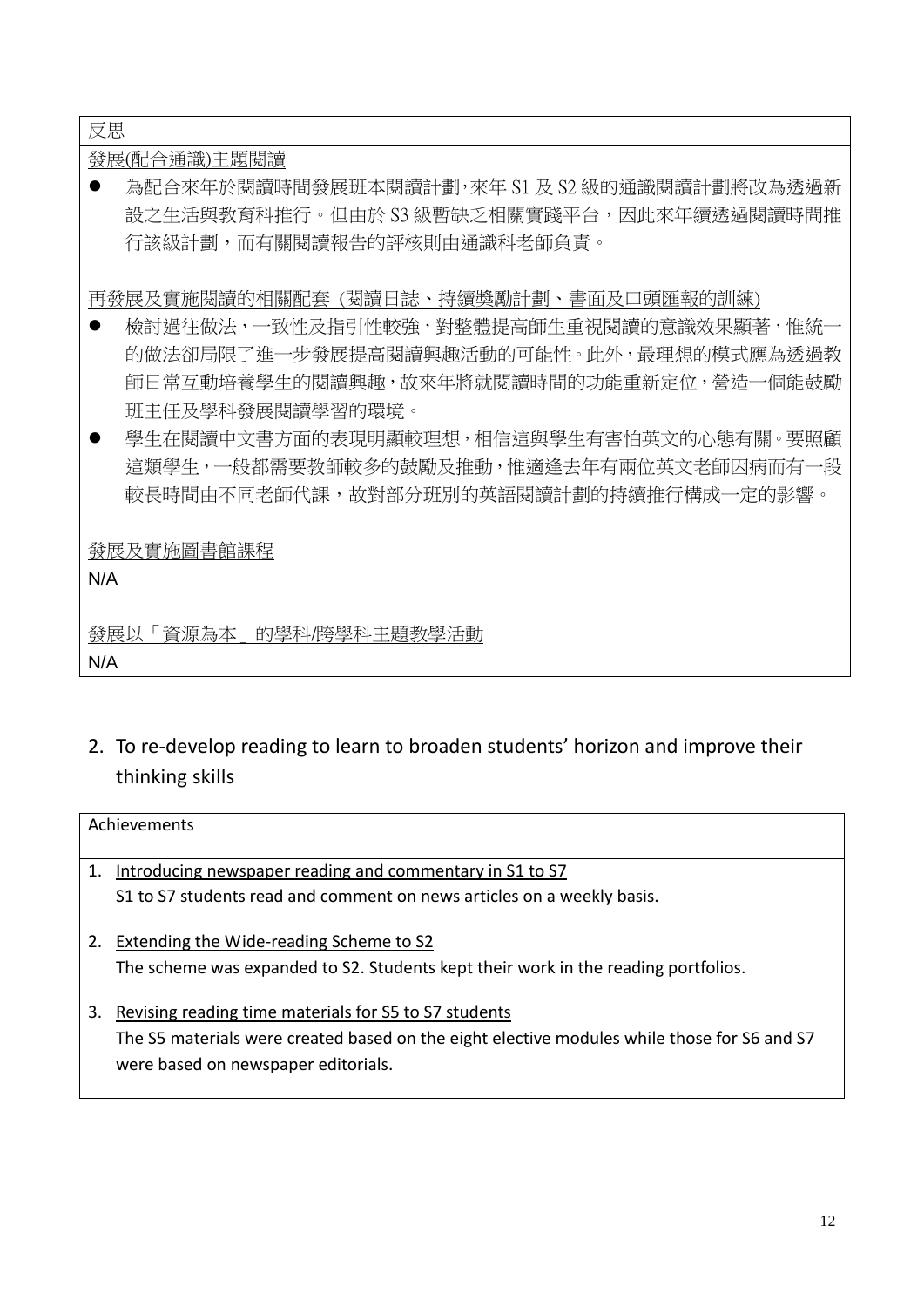反思

<u>發展(配合通識)主題閱讀</u>

- 為配合來年於閱讀時間發展班本閱讀計劃，來年 S1 及 S2 級的通識閱讀計劃將改為透過新設之生活與教育科推行。但由於 S3 級暫缺乏相關實踐平台，因此來年續透過閱讀時間推行該級計劃，而有關閱讀報告的評核則由通識科老師負責。

<u>再發展及實施閱讀的相關配套 (閱讀日誌、持續獎勵計劃、書面及口頭匯報的訓練)</u>

- 檢討過往做法，一致性及指引性較強，對整體提高師生重視閱讀的意識效果顯著，惟統一的做法卻局限了進一步發展提高閱讀興趣活動的可能性。此外，最理想的模式應為透過教師日常互動培養學生的閱讀興趣，故來年將就閱讀時間的功能重新定位，營造一個能鼓勵班主任及學科發展閱讀學習的環境。
- 學生在閱讀中文書方面的表現明顯較理想，相信這與學生有害怕英文的心態有關。要照顧這類學生，一般都需要教師較多的鼓勵及推動，惟適逢去年有兩位英文老師因病而有一段較長時間由不同老師代課，故對部分班別的英語閱讀計劃的持續推行構成一定的影響。

<u>發展及實施圖書館課程</u>

N/A

<u>發展以「資源為本」的學科/跨學科主題教學活動</u>

N/A

2. To re-develop reading to learn to broaden students' horizon and improve their thinking skills

Achievements

1. <u>Introducing newspaper reading and commentary in S1 to S7</u>
   S1 to S7 students read and comment on news articles on a weekly basis.

2. <u>Extending the Wide-reading Scheme to S2</u>
   The scheme was expanded to S2. Students kept their work in the reading portfolios.

3. <u>Revising reading time materials for S5 to S7 students</u>
   The S5 materials were created based on the eight elective modules while those for S6 and S7 were based on newspaper editorials.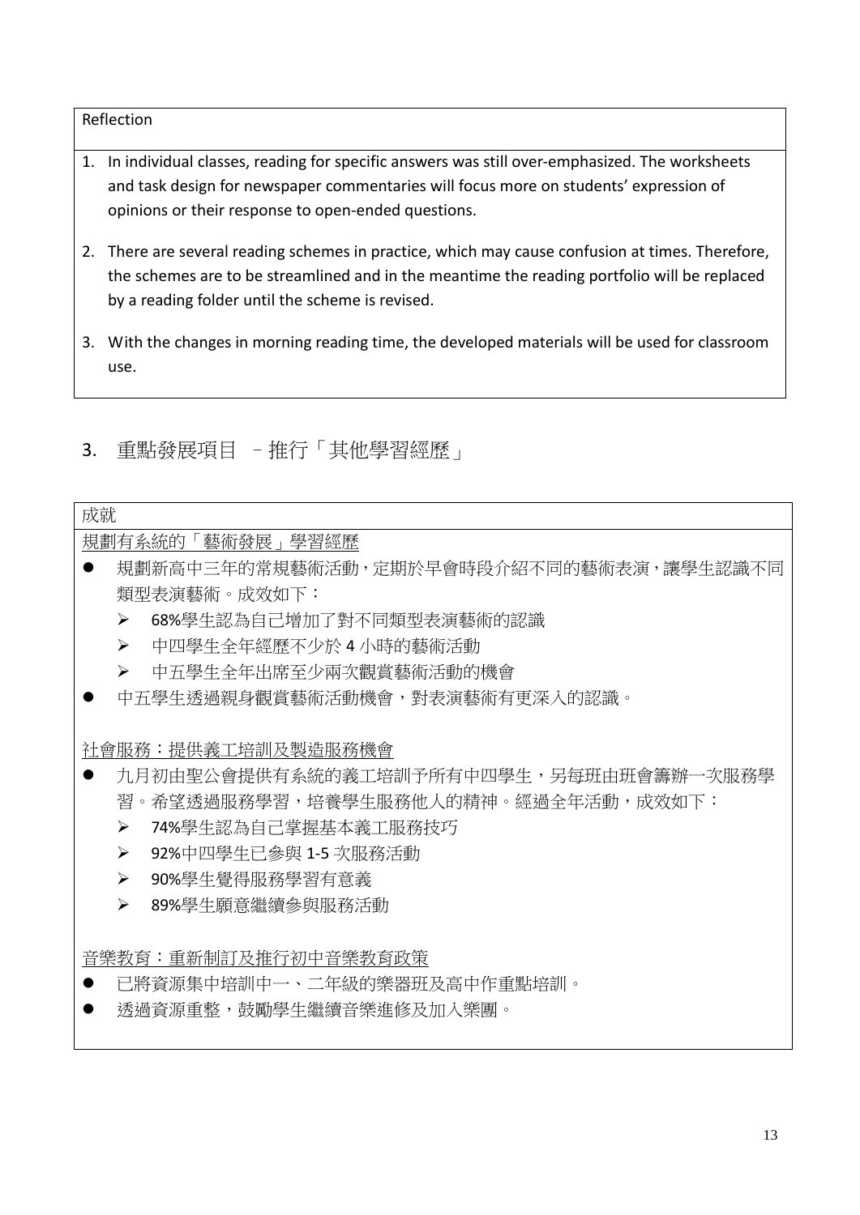| Reflection |
| --- |
| 1. In individual classes, reading for specific answers was still over-emphasized. The worksheets and task design for newspaper commentaries will focus more on students' expression of opinions or their response to open-ended questions.<br><br>2. There are several reading schemes in practice, which may cause confusion at times. Therefore, the schemes are to be streamlined and in the meantime the reading portfolio will be replaced by a reading folder until the scheme is revised.<br><br>3. With the changes in morning reading time, the developed materials will be used for classroom use. |

## 3. 重點發展項目 – 推行「其他學習經歷」

| 成就 |
| --- |
| <u>規劃有系統的「藝術發展」學習經歷</u><br>● 規劃新高中三年的常規藝術活動，定期於早會時段介紹不同的藝術表演，讓學生認識不同類型表演藝術。成效如下：<br>➢ 68%學生認為自己增加了對不同類型表演藝術的認識<br>➢ 中四學生全年經歷不少於 4 小時的藝術活動<br>➢ 中五學生全年出席至少兩次觀賞藝術活動的機會<br>● 中五學生透過親身觀賞藝術活動機會，對表演藝術有更深入的認識。<br><br><u>社會服務：提供義工培訓及製造服務機會</u><br>● 九月初由聖公會提供有系統的義工培訓予所有中四學生，另每班由班會籌辦一次服務學習。希望透過服務學習，培養學生服務他人的精神。經過全年活動，成效如下：<br>➢ 74%學生認為自己掌握基本義工服務技巧<br>➢ 92%中四學生已參與 1-5 次服務活動<br>➢ 90%學生覺得服務學習有意義<br>➢ 89%學生願意繼續參與服務活動<br><br><u>音樂教育：重新制訂及推行初中音樂教育政策</u><br>● 已將資源集中培訓中一、二年級的樂器班及高中作重點培訓。<br>● 透過資源重整，鼓勵學生繼續音樂進修及加入樂團。 |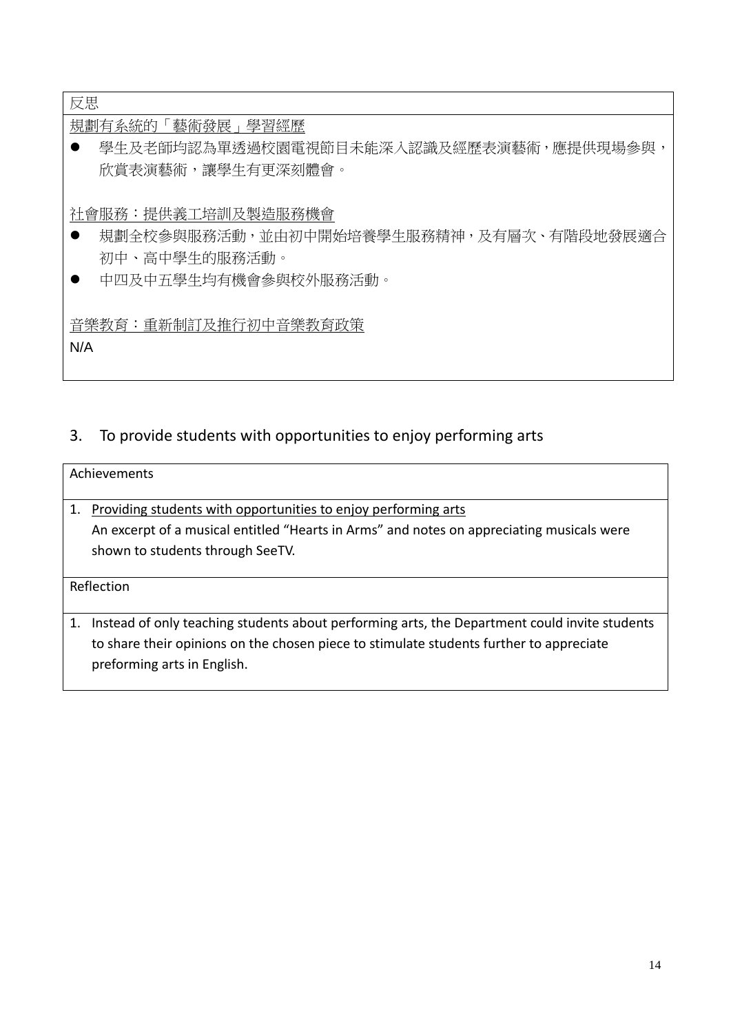| 反思 |
| --- |
| 規劃有系統的「藝術發展」學習經歷<br>● 學生及老師均認為單透過校園電視節目未能深入認識及經歷表演藝術，應提供現場參與，欣賞表演藝術，讓學生有更深刻體會。<br><br>社會服務：提供義工培訓及製造服務機會<br>● 規劃全校參與服務活動，並由初中開始培養學生服務精神，及有層次、有階段地發展適合初中、高中學生的服務活動。<br>● 中四及中五學生均有機會參與校外服務活動。<br><br>音樂教育：重新制訂及推行初中音樂教育政策<br>N/A |

3. To provide students with opportunities to enjoy performing arts

| Achievements |
| --- |
| 1. Providing students with opportunities to enjoy performing arts<br>An excerpt of a musical entitled “Hearts in Arms” and notes on appreciating musicals were shown to students through SeeTV. |
| Reflection |
| 1. Instead of only teaching students about performing arts, the Department could invite students to share their opinions on the chosen piece to stimulate students further to appreciate preforming arts in English. |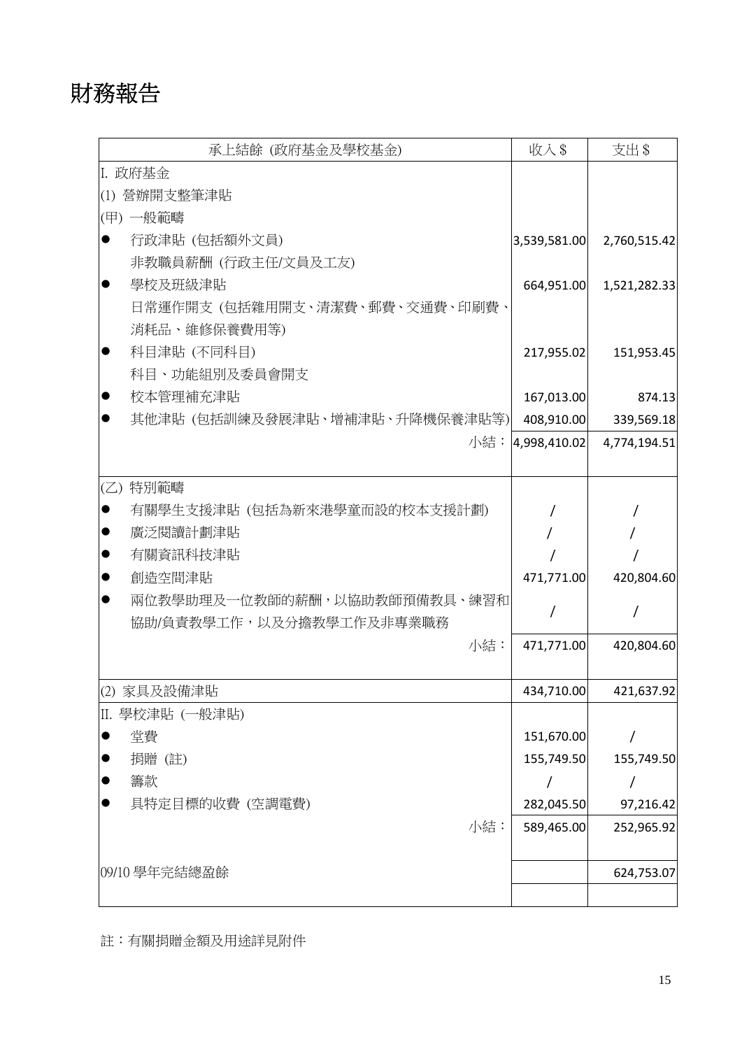# 財務報告

| 承上結餘 (政府基金及學校基金) | 收入 $ | 支出 $ |
|---|---|---|
| I. 政府基金 | | |
| (1) 營辦開支整筆津貼 | | |
| (甲) 一般範疇 | | |
| ● 行政津貼 (包括額外文員)<br>非教職員薪酬 (行政主任/文員及工友) | 3,539,581.00 | 2,760,515.42 |
| ● 學校及班級津貼<br>日常運作開支 (包括雜用開支、清潔費、郵費、交通費、印刷費、消耗品、維修保養費用等) | 664,951.00 | 1,521,282.33 |
| ● 科目津貼 (不同科目)<br>科目、功能組別及委員會開支 | 217,955.02 | 151,953.45 |
| ● 校本管理補充津貼 | 167,013.00 | 874.13 |
| ● 其他津貼 (包括訓練及發展津貼、增補津貼、升降機保養津貼等) | 408,910.00 | 339,569.18 |
| 小結： | 4,998,410.02 | 4,774,194.51 |
| (乙) 特別範疇 | | |
| ● 有關學生支援津貼 (包括為新來港學童而設的校本支援計劃) | / | / |
| ● 廣泛閱讀計劃津貼 | / | / |
| ● 有關資訊科技津貼 | / | / |
| ● 創造空間津貼 | 471,771.00 | 420,804.60 |
| ● 兩位教學助理及一位教師的薪酬，以協助教師預備教具、練習和協助/負責教學工作，以及分擔教學工作及非專業職務 | / | / |
| 小結： | 471,771.00 | 420,804.60 |
| (2) 家具及設備津貼 | 434,710.00 | 421,637.92 |
| II. 學校津貼 (一般津貼) | | |
| ● 堂費 | 151,670.00 | / |
| ● 捐贈 (註) | 155,749.50 | 155,749.50 |
| ● 籌款 | / | / |
| ● 具特定目標的收費 (空調電費) | 282,045.50 | 97,216.42 |
| 小結： | 589,465.00 | 252,965.92 |
| 09/10 學年完結總盈餘 | | 624,753.07 |

註：有關捐贈金額及用途詳見附件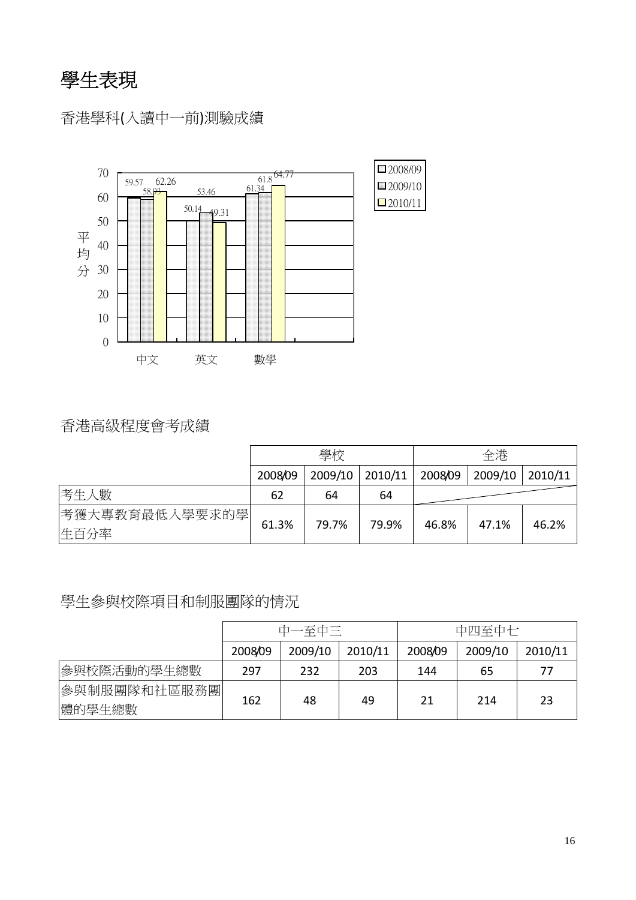# 學生表現

## 香港學科(入讀中一前)測驗成績

| 平均分 | 2008/09 | 2009/10 | 2010/11 |
|---|---|---|---|
| 中文 | 59.57 | 58.93 | 62.26 |
| 英文 | 50.14 | 53.46 | 49.31 |
| 數學 | 61.34 | 61.8 | 64.77 |

## 香港高級程度會考成績

| | 學校 | | | 全港 | | |
|---|---|---|---|---|---|---|
| | 2008/09 | 2009/10 | 2010/11 | 2008/09 | 2009/10 | 2010/11 |
| 考生人數 | 62 | 64 | 64 | | | |
| 考獲大專教育最低入學要求的學生百分率 | 61.3% | 79.7% | 79.9% | 46.8% | 47.1% | 46.2% |

## 學生參與校際項目和制服團隊的情況

| | 中一至中三 | | | 中四至中七 | | |
|---|---|---|---|---|---|---|
| | 2008/09 | 2009/10 | 2010/11 | 2008/09 | 2009/10 | 2010/11 |
| 參與校際活動的學生總數 | 297 | 232 | 203 | 144 | 65 | 77 |
| 參與制服團隊和社區服務團體的學生總數 | 162 | 48 | 49 | 21 | 214 | 23 |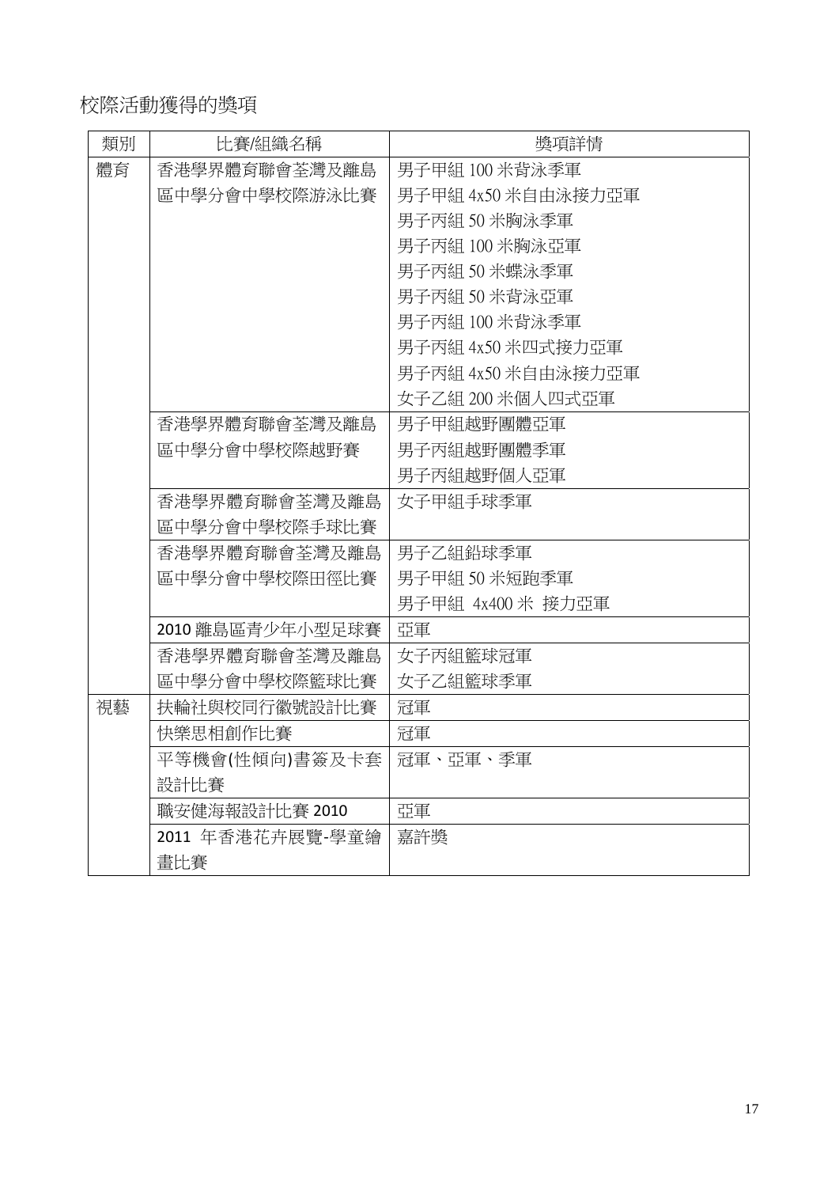校際活動獲得的獎項

| 類別 | 比賽/組織名稱 | 獎項詳情 |
| --- | --- | --- |
| 體育 | 香港學界體育聯會荃灣及離島區中學分會中學校際游泳比賽 | 男子甲組 100 米背泳季軍<br>男子甲組 4x50 米自由泳接力亞軍<br>男子丙組 50 米胸泳季軍<br>男子丙組 100 米胸泳亞軍<br>男子丙組 50 米蝶泳季軍<br>男子丙組 50 米背泳亞軍<br>男子丙組 100 米背泳季軍<br>男子丙組 4x50 米四式接力亞軍<br>男子丙組 4x50 米自由泳接力亞軍<br>女子乙組 200 米個人四式亞軍 |
| | 香港學界體育聯會荃灣及離島區中學分會中學校際越野賽 | 男子甲組越野團體亞軍<br>男子丙組越野團體季軍<br>男子丙組越野個人亞軍 |
| | 香港學界體育聯會荃灣及離島區中學分會中學校際手球比賽 | 女子甲組手球季軍 |
| | 香港學界體育聯會荃灣及離島區中學分會中學校際田徑比賽 | 男子乙組鉛球季軍<br>男子甲組 50 米短跑季軍<br>男子甲組 4x400 米 接力亞軍 |
| | 2010 離島區青少年小型足球賽 | 亞軍 |
| | 香港學界體育聯會荃灣及離島區中學分會中學校際籃球比賽 | 女子丙組籃球冠軍<br>女子乙組籃球季軍 |
| 視藝 | 扶輪社與校同行徽號設計比賽 | 冠軍 |
| | 快樂思相創作比賽 | 冠軍 |
| | 平等機會(性傾向)書簽及卡套設計比賽 | 冠軍、亞軍、季軍 |
| | 職安健海報設計比賽 2010 | 亞軍 |
| | 2011 年香港花卉展覽-學童繪畫比賽 | 嘉許獎 |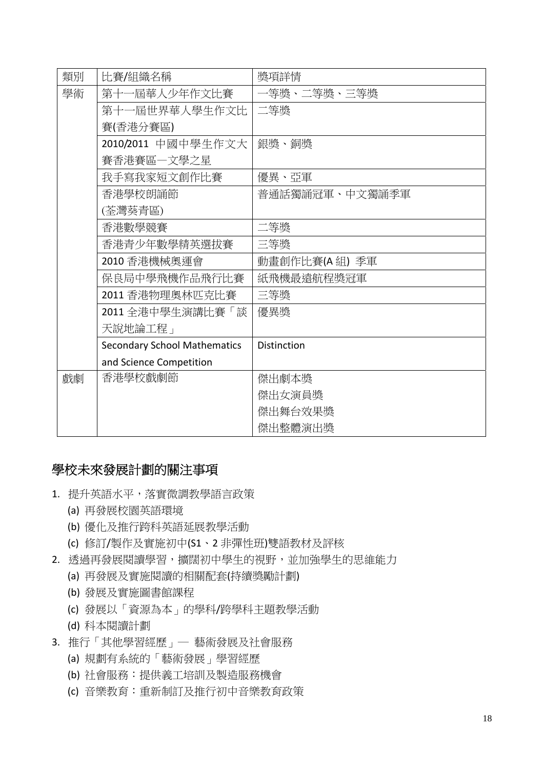| 類別 | 比賽/組織名稱 | 獎項詳情 |
|---|---|---|
| 學術 | 第十一屆華人少年作文比賽 | 一等獎、二等獎、三等獎 |
| | 第十一屆世界華人學生作文比賽(香港分賽區) | 二等獎 |
| | 2010/2011 中國中學生作文大賽香港賽區—文學之星 | 銀獎、銅獎 |
| | 我手寫我家短文創作比賽 | 優異、亞軍 |
| | 香港學校朗誦節 (荃灣葵青區) | 普通話獨誦冠軍、中文獨誦季軍 |
| | 香港數學競賽 | 二等獎 |
| | 香港青少年數學精英選拔賽 | 三等獎 |
| | 2010 香港機械奧運會 | 動畫創作比賽(A 組) 季軍 |
| | 保良局中學飛機作品飛行比賽 | 紙飛機最遠航程獎冠軍 |
| | 2011 香港物理奧林匹克比賽 | 三等獎 |
| | 2011 全港中學生演講比賽「談天說地論工程」 | 優異獎 |
| | Secondary School Mathematics and Science Competition | Distinction |
| 戲劇 | 香港學校戲劇節 | 傑出劇本獎<br>傑出女演員獎<br>傑出舞台效果獎<br>傑出整體演出獎 |

## 學校未來發展計劃的關注事項

1. 提升英語水平，落實微調教學語言政策
   (a) 再發展校園英語環境
   (b) 優化及推行跨科英語延展教學活動
   (c) 修訂/製作及實施初中(S1、2 非彈性班)雙語教材及評核
2. 透過再發展閱讀學習，擴闊初中學生的視野，並加強學生的思維能力
   (a) 再發展及實施閱讀的相關配套(持續獎勵計劃)
   (b) 發展及實施圖書館課程
   (c) 發展以「資源為本」的學科/跨學科主題教學活動
   (d) 科本閱讀計劃
3. 推行「其他學習經歷」— 藝術發展及社會服務
   (a) 規劃有系統的「藝術發展」學習經歷
   (b) 社會服務：提供義工培訓及製造服務機會
   (c) 音樂教育：重新制訂及推行初中音樂教育政策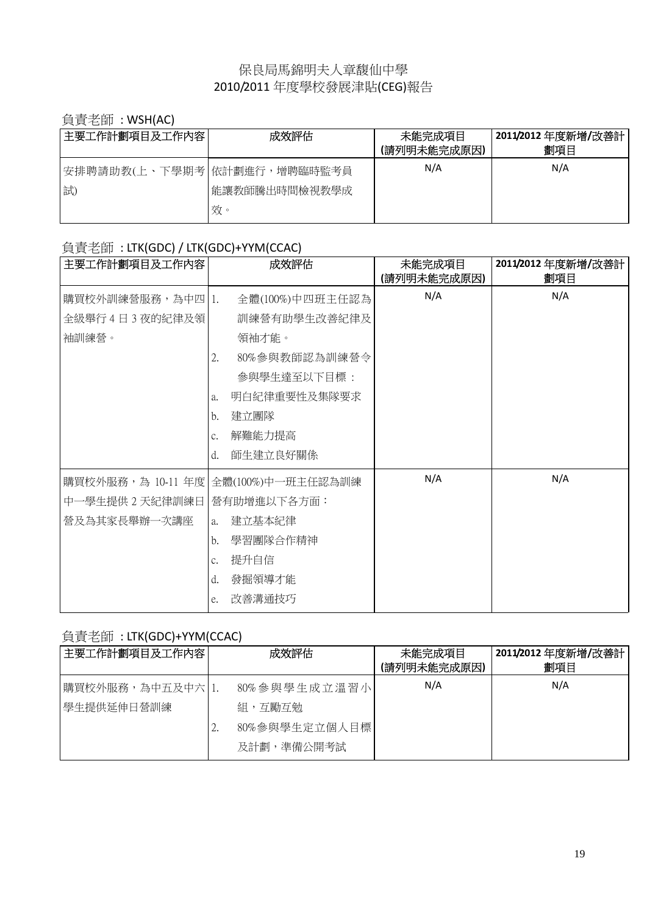# 保良局馬錦明夫人章馥仙中學
## 2010/2011 年度學校發展津貼(CEG)報告

負責老師 ：WSH(AC)

| 主要工作計劃項目及工作內容 | 成效評估 | 未能完成項目<br>(請列明未能完成原因) | 2011/2012 年度新增/改善計劃項目 |
|---|---|---|---|
| 安排聘請助教(上、下學期考試) | 依計劃進行，增聘臨時監考員能讓教師騰出時間檢視教學成效。 | N/A | N/A |

負責老師 ：LTK(GDC) / LTK(GDC)+YYM(CCAC)

| 主要工作計劃項目及工作內容 | 成效評估 | 未能完成項目<br>(請列明未能完成原因) | 2011/2012 年度新增/改善計劃項目 |
|---|---|---|---|
| 購買校外訓練營服務，為中四全級舉行 4 日 3 夜的紀律及領袖訓練營。 | 1. 全體(100%)中四班主任認為訓練營有助學生改善紀律及領袖才能。<br>2. 80%參與教師認為訓練營令參與學生達至以下目標：<br>a. 明白紀律重要性及集隊要求<br>b. 建立團隊<br>c. 解難能力提高<br>d. 師生建立良好關係 | N/A | N/A |
| 購買校外服務，為 10-11 年度中一學生提供 2 天紀律訓練日營及為其家長舉辦一次講座 | 全體(100%)中一班主任認為訓練營有助增進以下各方面：<br>a. 建立基本紀律<br>b. 學習團隊合作精神<br>c. 提升自信<br>d. 發掘領導才能<br>e. 改善溝通技巧 | N/A | N/A |

負責老師 ：LTK(GDC)+YYM(CCAC)

| 主要工作計劃項目及工作內容 | 成效評估 | 未能完成項目<br>(請列明未能完成原因) | 2011/2012 年度新增/改善計劃項目 |
|---|---|---|---|
| 購買校外服務，為中五及中六學生提供延伸日營訓練 | 1. 80%參與學生成立溫習小組，互勵互勉<br>2. 80%參與學生定立個人目標及計劃，準備公開考試 | N/A | N/A |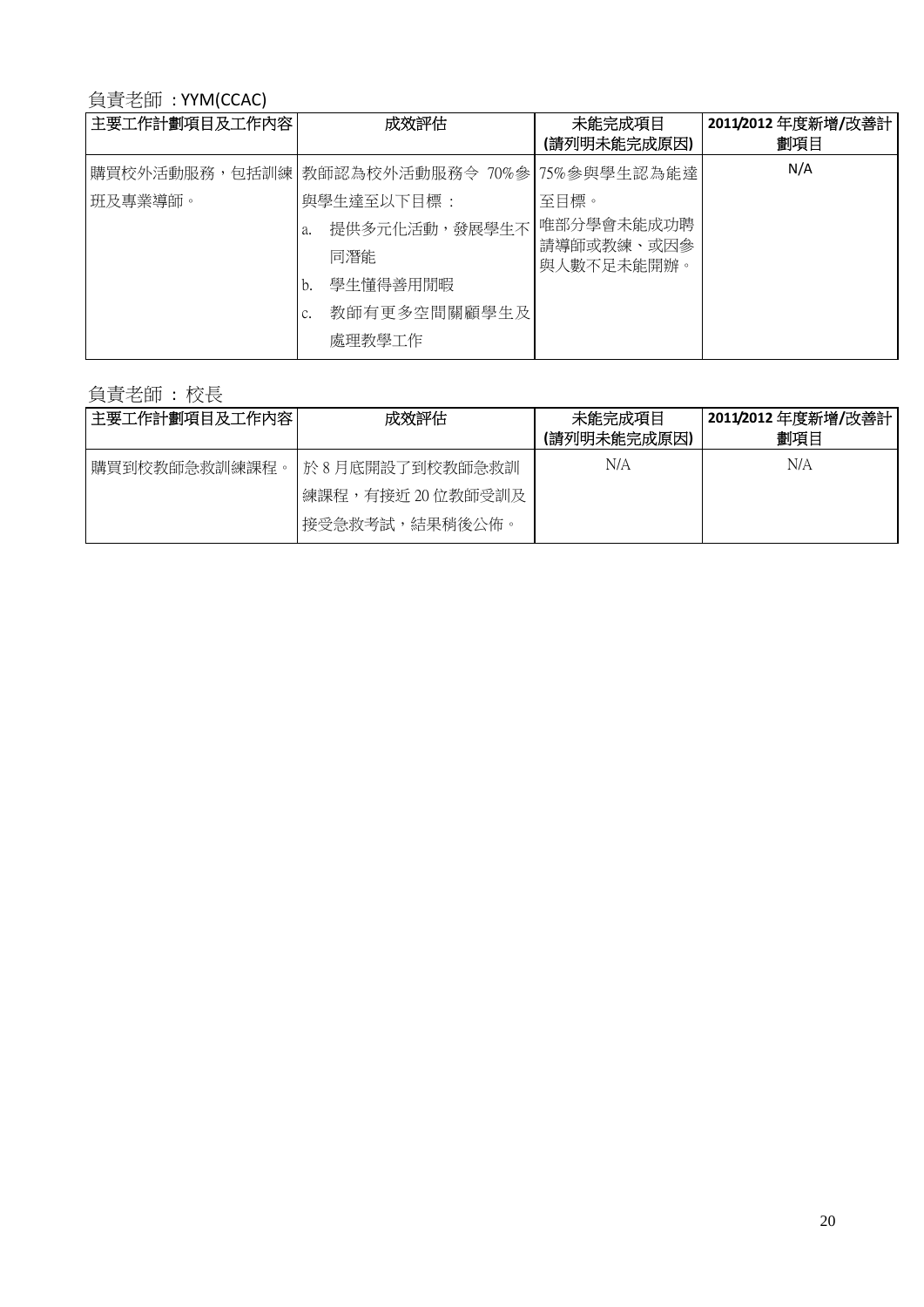負責老師 : YYM(CCAC)

| 主要工作計劃項目及工作內容 | 成效評估 | 未能完成項目 (請列明未能完成原因) | 2011/2012 年度新增/改善計劃項目 |
|---|---|---|---|
| 購買校外活動服務，包括訓練班及專業導師。 | 教師認為校外活動服務令 70%參與學生達至以下目標：<br>a. 提供多元化活動，發展學生不同潛能<br>b. 學生懂得善用閒暇<br>c. 教師有更多空間關顧學生及處理教學工作 | 75%參與學生認為能達至目標。<br>唯部分學會未能成功聘請導師或教練、或因參與人數不足未能開辦。 | N/A |

負責老師 ： 校長

| 主要工作計劃項目及工作內容 | 成效評估 | 未能完成項目 (請列明未能完成原因) | 2011/2012 年度新增/改善計劃項目 |
|---|---|---|---|
| 購買到校教師急救訓練課程。 | 於 8 月底開設了到校教師急救訓練課程，有接近 20 位教師受訓及接受急救考試，結果稍後公佈。 | N/A | N/A |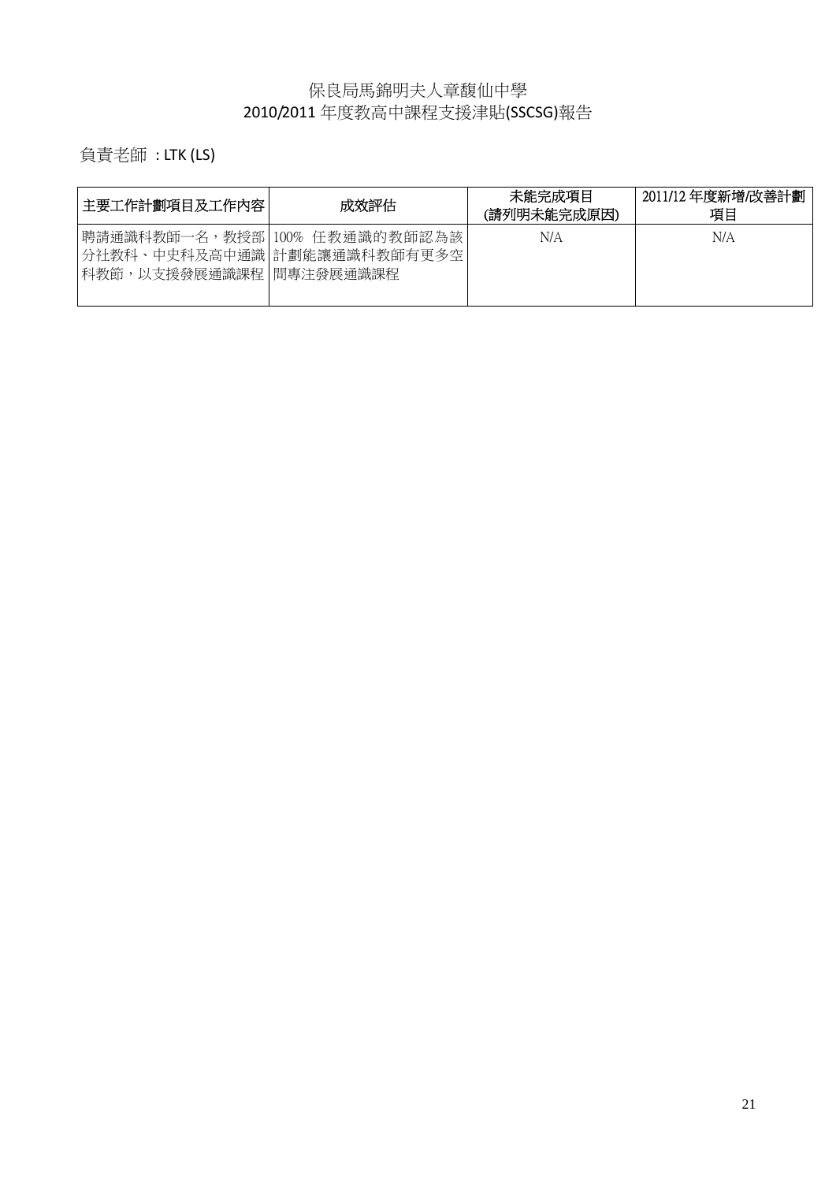# 保良局馬錦明夫人章馥仙中學
## 2010/2011 年度教高中課程支援津貼(SSCSG)報告

負責老師 ：LTK (LS)

| 主要工作計劃項目及工作內容 | 成效評估 | 未能完成項目(請列明未能完成原因) | 2011/12 年度新增/改善計劃項目 |
|---|---|---|---|
| 聘請通識科教師一名，教授部分社教科、中史科及高中通識科教節，以支援發展通識課程 | 100% 任教通識的教師認為該計劃能讓通識科教師有更多空間專注發展通識課程 | N/A | N/A |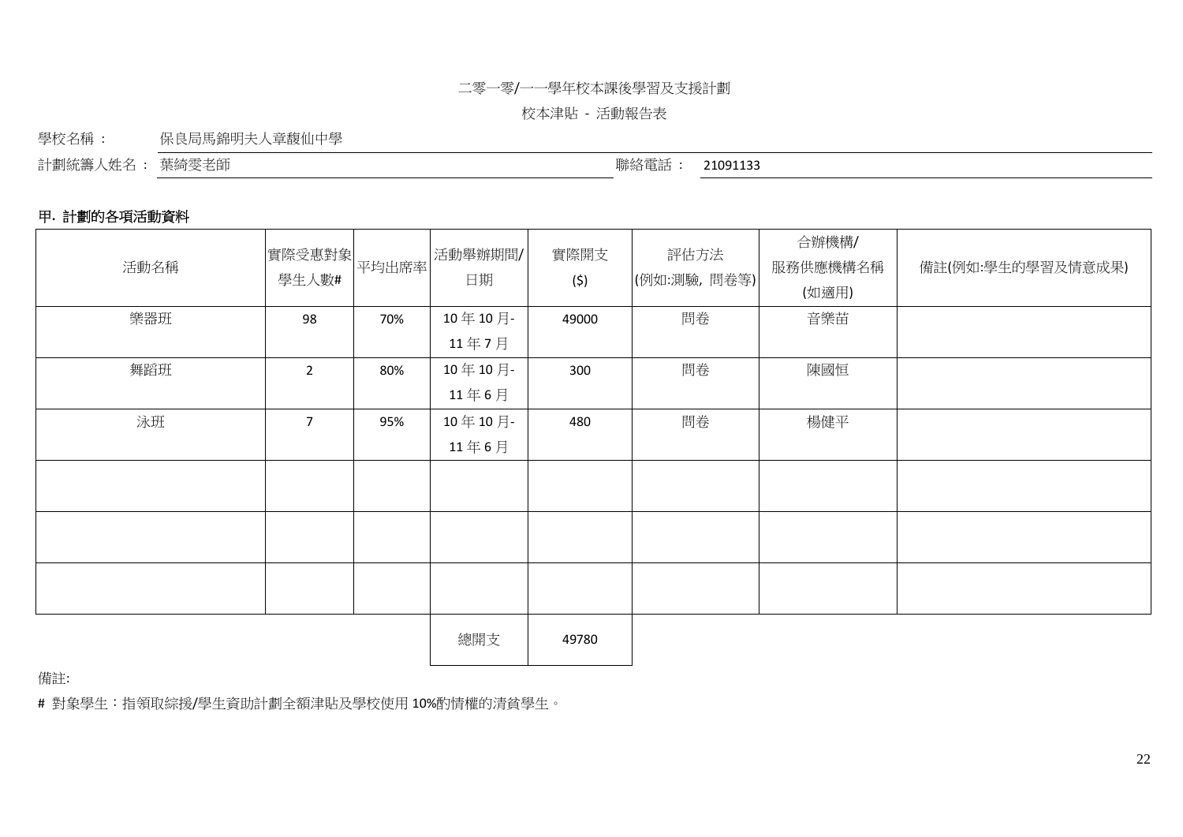二零一零/一一學年校本課後學習及支援計劃

校本津貼 - 活動報告表

學校名稱： 保良局馬錦明夫人章馥仙中學

計劃統籌人姓名： 葉綺雯老師　　聯絡電話： 21091133

**甲. 計劃的各項活動資料**

| 活動名稱 | 實際受惠對象學生人數# | 平均出席率 | 活動舉辦期間/日期 | 實際開支($) | 評估方法(例如:測驗, 問卷等) | 合辦機構/服務供應機構名稱(如適用) | 備註(例如:學生的學習及情意成果) |
|---|---|---|---|---|---|---|---|
| 樂器班 | 98 | 70% | 10 年 10 月-11 年 7 月 | 49000 | 問卷 | 音樂苗 | |
| 舞蹈班 | 2 | 80% | 10 年 10 月-11 年 6 月 | 300 | 問卷 | 陳國恒 | |
| 泳班 | 7 | 95% | 10 年 10 月-11 年 6 月 | 480 | 問卷 | 楊健平 | |
| | | | | | | | |
| | | | | | | | |
| | | | | | | | |
| | | | 總開支 | 49780 | | | |

備註:

# 對象學生：指領取綜援/學生資助計劃全額津貼及學校使用 10%酌情權的清貧學生。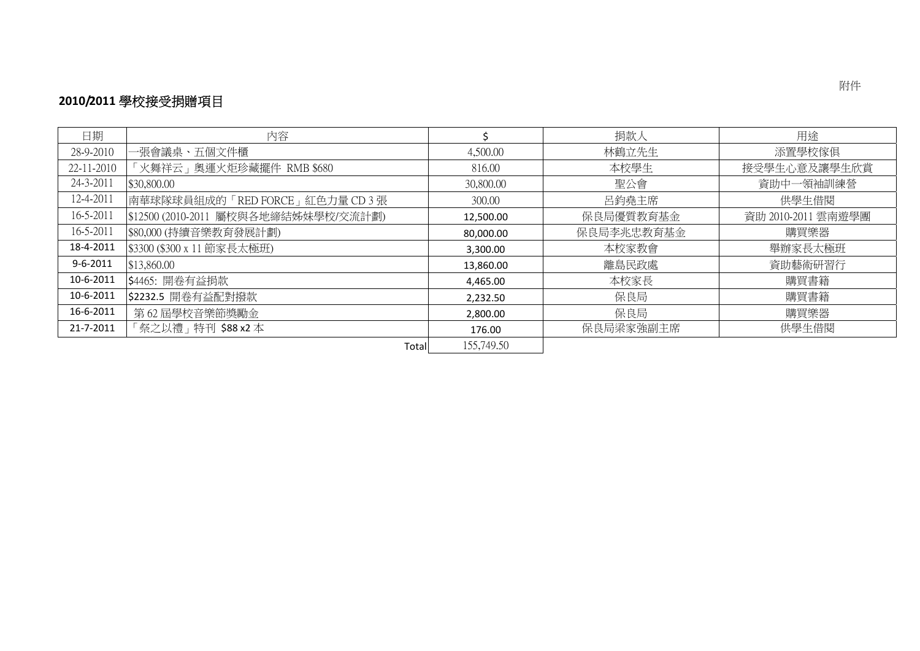附件

## 2010/2011 學校接受捐贈項目

| 日期 | 內容 | $ | 捐款人 | 用途 |
|---|---|---|---|---|
| 28-9-2010 | 一張會議桌、五個文件櫃 | 4,500.00 | 林鶴立先生 | 添置學校傢俱 |
| 22-11-2010 | 「火舞祥云」奧運火炬珍藏擺件 RMB $680 | 816.00 | 本校學生 | 接受學生心意及讓學生欣賞 |
| 24-3-2011 | $30,800.00 | 30,800.00 | 聖公會 | 資助中一領袖訓練營 |
| 12-4-2011 | 南華球隊球員組成的「RED FORCE」紅色力量 CD 3 張 | 300.00 | 呂鈞堯主席 | 供學生借閱 |
| 16-5-2011 | $12500 (2010-2011 屬校與各地締結姊妹學校/交流計劃) | 12,500.00 | 保良局優質教育基金 | 資助 2010-2011 雲南遊學團 |
| 16-5-2011 | $80,000 (持續音樂教育發展計劃) | 80,000.00 | 保良局李兆忠教育基金 | 購買樂器 |
| 18-4-2011 | $3300 ($300 x 11 節家長太極班) | 3,300.00 | 本校家教會 | 舉辦家長太極班 |
| 9-6-2011 | $13,860.00 | 13,860.00 | 離島民政處 | 資助藝術研習行 |
| 10-6-2011 | $4465: 開卷有益捐款 | 4,465.00 | 本校家長 | 購買書籍 |
| 10-6-2011 | $2232.5 開卷有益配對撥款 | 2,232.50 | 保良局 | 購買書籍 |
| 16-6-2011 | 第 62 屆學校音樂節獎勵金 | 2,800.00 | 保良局 | 購買樂器 |
| 21-7-2011 | 「祭之以禮」特刊 $88 x2 本 | 176.00 | 保良局梁家強副主席 | 供學生借閱 |
| | Total | 155,749.50 | | |